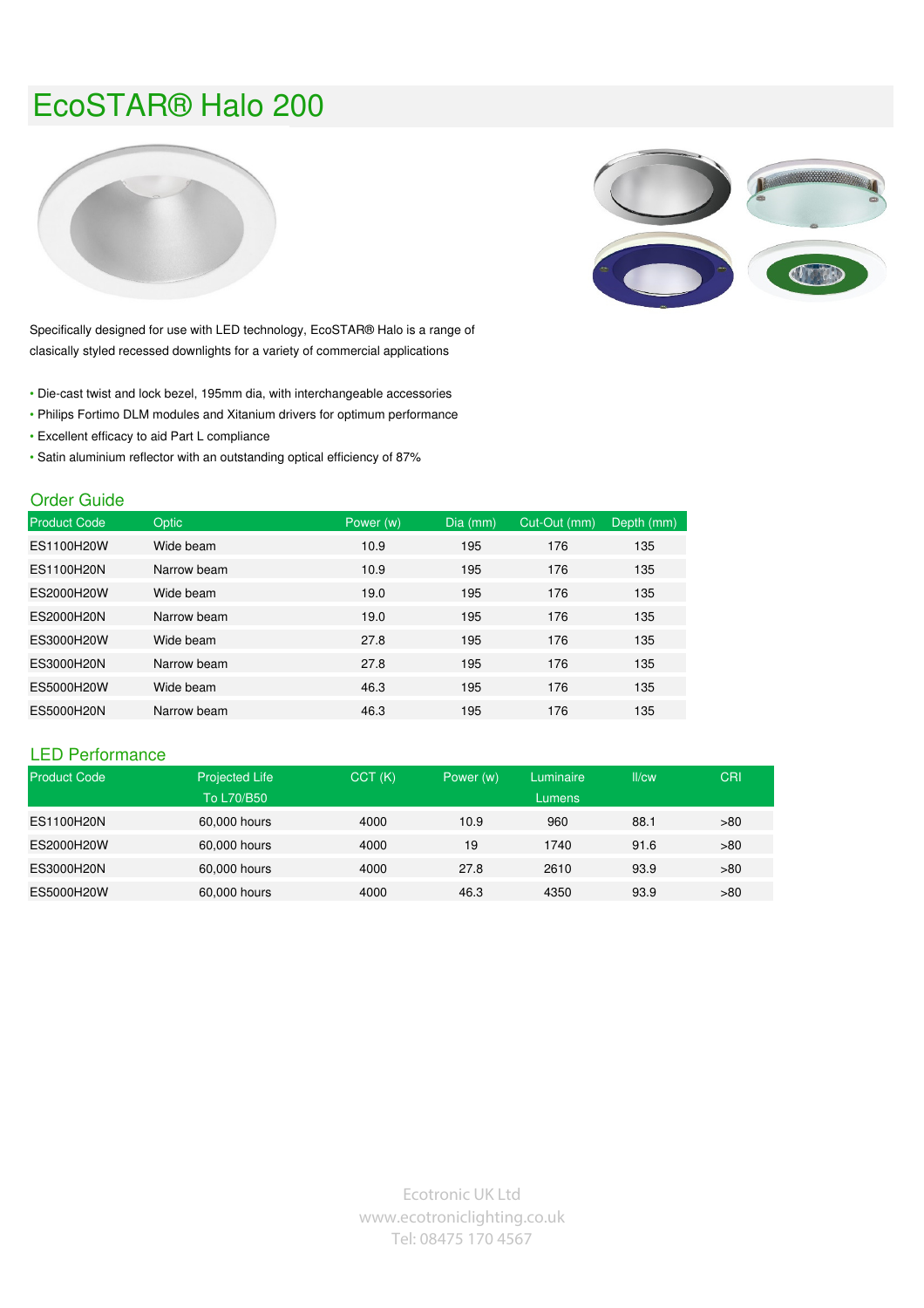# EcoSTAR® Halo 200

Specifically designed for use with LED technology, EcoSTAR® Halo is a range of clasically styled recessed downlights for a variety of commercial applications

- Die-cast twist and lock bezel, 195mm dia, with interchangeable accessories
- Philips Fortimo DLM modules and Xitanium drivers for optimum performance
- Excellent efficacy to aid Part L compliance
- Satin aluminium reflector with an outstanding optical efficiency of 87%

## Order Guide

| Product Code | Optic | Power (w) | Dia (mm) | Cut-Out (mm) | Depth (mm) |
|---|---|---|---|---|---|
| ES1100H20W | Wide beam | 10.9 | 195 | 176 | 135 |
| ES1100H20N | Narrow beam | 10.9 | 195 | 176 | 135 |
| ES2000H20W | Wide beam | 19.0 | 195 | 176 | 135 |
| ES2000H20N | Narrow beam | 19.0 | 195 | 176 | 135 |
| ES3000H20W | Wide beam | 27.8 | 195 | 176 | 135 |
| ES3000H20N | Narrow beam | 27.8 | 195 | 176 | 135 |
| ES5000H20W | Wide beam | 46.3 | 195 | 176 | 135 |
| ES5000H20N | Narrow beam | 46.3 | 195 | 176 | 135 |

## LED Performance

| Product Code | Projected Life To L70/B50 | CCT (K) | Power (w) | Luminaire Lumens | ll/cw | CRI |
|---|---|---|---|---|---|---|
| ES1100H20N | 60,000 hours | 4000 | 10.9 | 960 | 88.1 | >80 |
| ES2000H20W | 60,000 hours | 4000 | 19 | 1740 | 91.6 | >80 |
| ES3000H20N | 60,000 hours | 4000 | 27.8 | 2610 | 93.9 | >80 |
| ES5000H20W | 60,000 hours | 4000 | 46.3 | 4350 | 93.9 | >80 |

Ecotronic UK Ltd
www.ecotroniclighting.co.uk
Tel: 08475 170 4567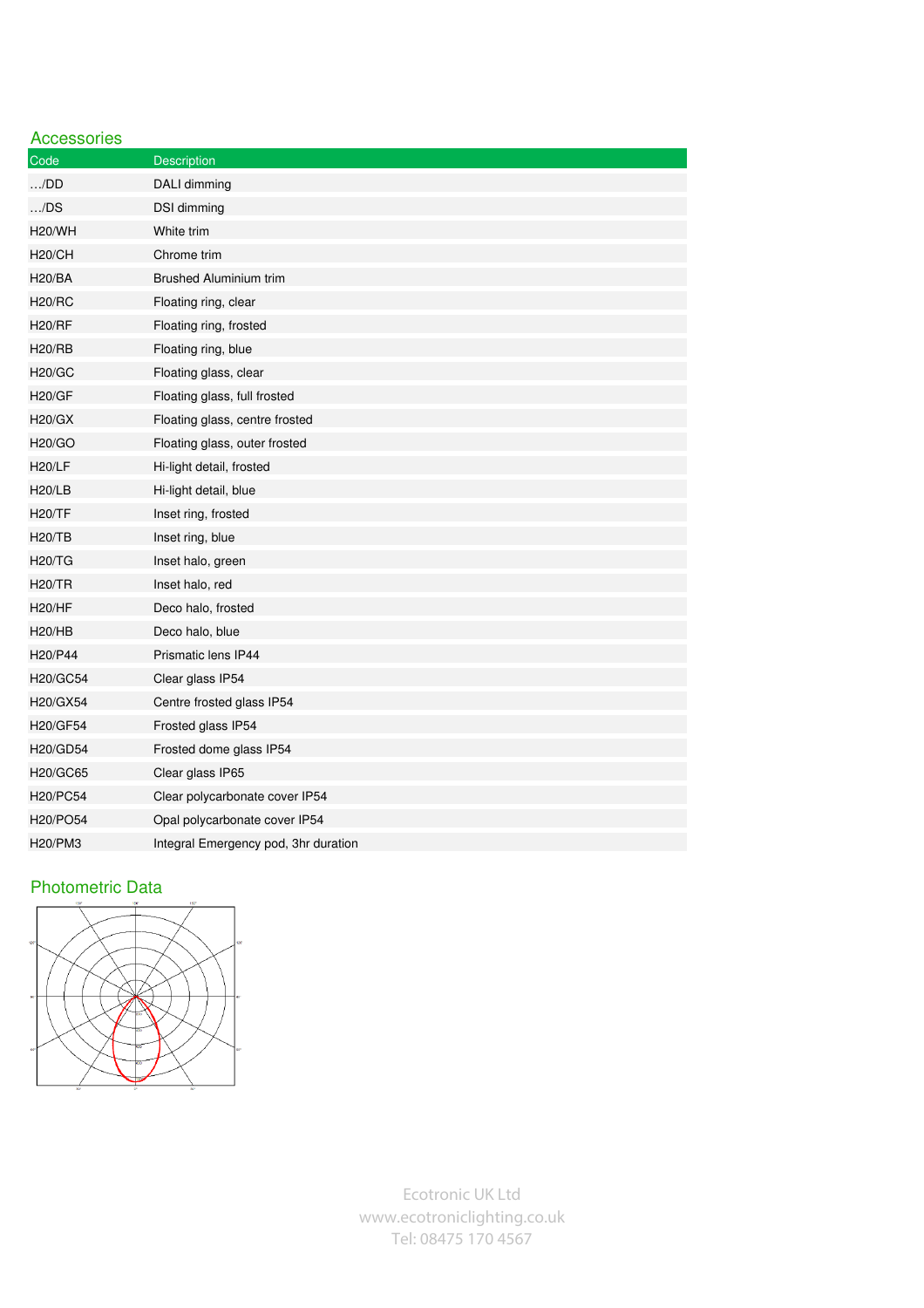## Accessories

| Code | Description |
| --- | --- |
| …/DD | DALI dimming |
| …/DS | DSI dimming |
| H20/WH | White trim |
| H20/CH | Chrome trim |
| H20/BA | Brushed Aluminium trim |
| H20/RC | Floating ring, clear |
| H20/RF | Floating ring, frosted |
| H20/RB | Floating ring, blue |
| H20/GC | Floating glass, clear |
| H20/GF | Floating glass, full frosted |
| H20/GX | Floating glass, centre frosted |
| H20/GO | Floating glass, outer frosted |
| H20/LF | Hi-light detail, frosted |
| H20/LB | Hi-light detail, blue |
| H20/TF | Inset ring, frosted |
| H20/TB | Inset ring, blue |
| H20/TG | Inset halo, green |
| H20/TR | Inset halo, red |
| H20/HF | Deco halo, frosted |
| H20/HB | Deco halo, blue |
| H20/P44 | Prismatic lens IP44 |
| H20/GC54 | Clear glass IP54 |
| H20/GX54 | Centre frosted glass IP54 |
| H20/GF54 | Frosted glass IP54 |
| H20/GD54 | Frosted dome glass IP54 |
| H20/GC65 | Clear glass IP65 |
| H20/PC54 | Clear polycarbonate cover IP54 |
| H20/PO54 | Opal polycarbonate cover IP54 |
| H20/PM3 | Integral Emergency pod, 3hr duration |

## Photometric Data

Ecotronic UK Ltd
www.ecotroniclighting.co.uk
Tel: 08475 170 4567